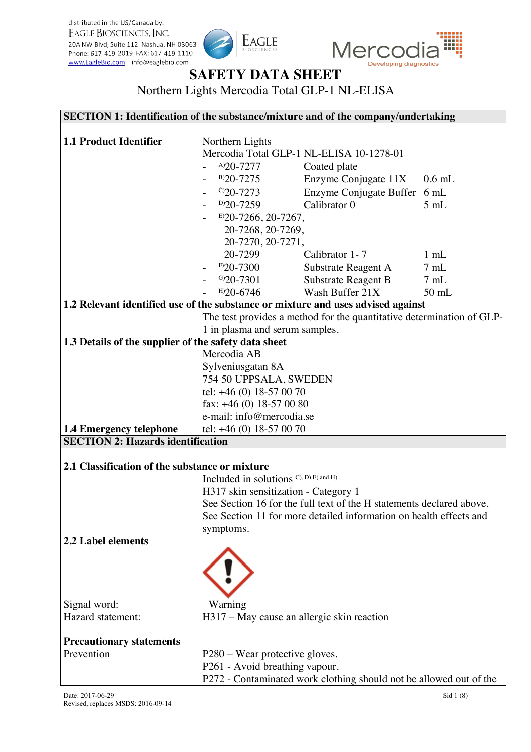distributed in the US/Canada by:
EAGLE BIOSCIENCES, INC.
20A NW Blvd, Suite 112 Nashua, NH 03063
Phone: 617-419-2019 FAX: 617-419-1110
www.EagleBio.com info@eaglebio.com

Mercodia
Developing diagnostics

# SAFETY DATA SHEET

Northern Lights Mercodia Total GLP-1 NL-ELISA

## SECTION 1: Identification of the substance/mixture and of the company/undertaking

**1.1 Product Identifier**

Northern Lights
Mercodia Total GLP-1 NL-ELISA 10-1278-01

| | | |
|---|---|---|
| - A)20-7277 | Coated plate | |
| - B)20-7275 | Enzyme Conjugate 11X | 0.6 mL |
| - C)20-7273 | Enzyme Conjugate Buffer | 6 mL |
| - D)20-7259 | Calibrator 0 | 5 mL |
| - E)20-7266, 20-7267, 20-7268, 20-7269, 20-7270, 20-7271, 20-7299 | Calibrator 1- 7 | 1 mL |
| - F)20-7300 | Substrate Reagent A | 7 mL |
| - G)20-7301 | Substrate Reagent B | 7 mL |
| - H)20-6746 | Wash Buffer 21X | 50 mL |

**1.2 Relevant identified use of the substance or mixture and uses advised against**

The test provides a method for the quantitative determination of GLP-1 in plasma and serum samples.

**1.3 Details of the supplier of the safety data sheet**

Mercodia AB
Sylveniusgatan 8A
754 50 UPPSALA, SWEDEN
tel: +46 (0) 18-57 00 70
fax: +46 (0) 18-57 00 80
e-mail: info@mercodia.se

**1.4 Emergency telephone** tel: +46 (0) 18-57 00 70

## SECTION 2: Hazards identification

**2.1 Classification of the substance or mixture**

Included in solutions C), D) E) and H)
H317 skin sensitization - Category 1
See Section 16 for the full text of the H statements declared above.
See Section 11 for more detailed information on health effects and symptoms.

**2.2 Label elements**

Signal word: Warning
Hazard statement: H317 – May cause an allergic skin reaction

**Precautionary statements**

Prevention

P280 – Wear protective gloves.
P261 - Avoid breathing vapour.
P272 - Contaminated work clothing should not be allowed out of the

Date: 2017-06-29
Revised, replaces MSDS: 2016-09-14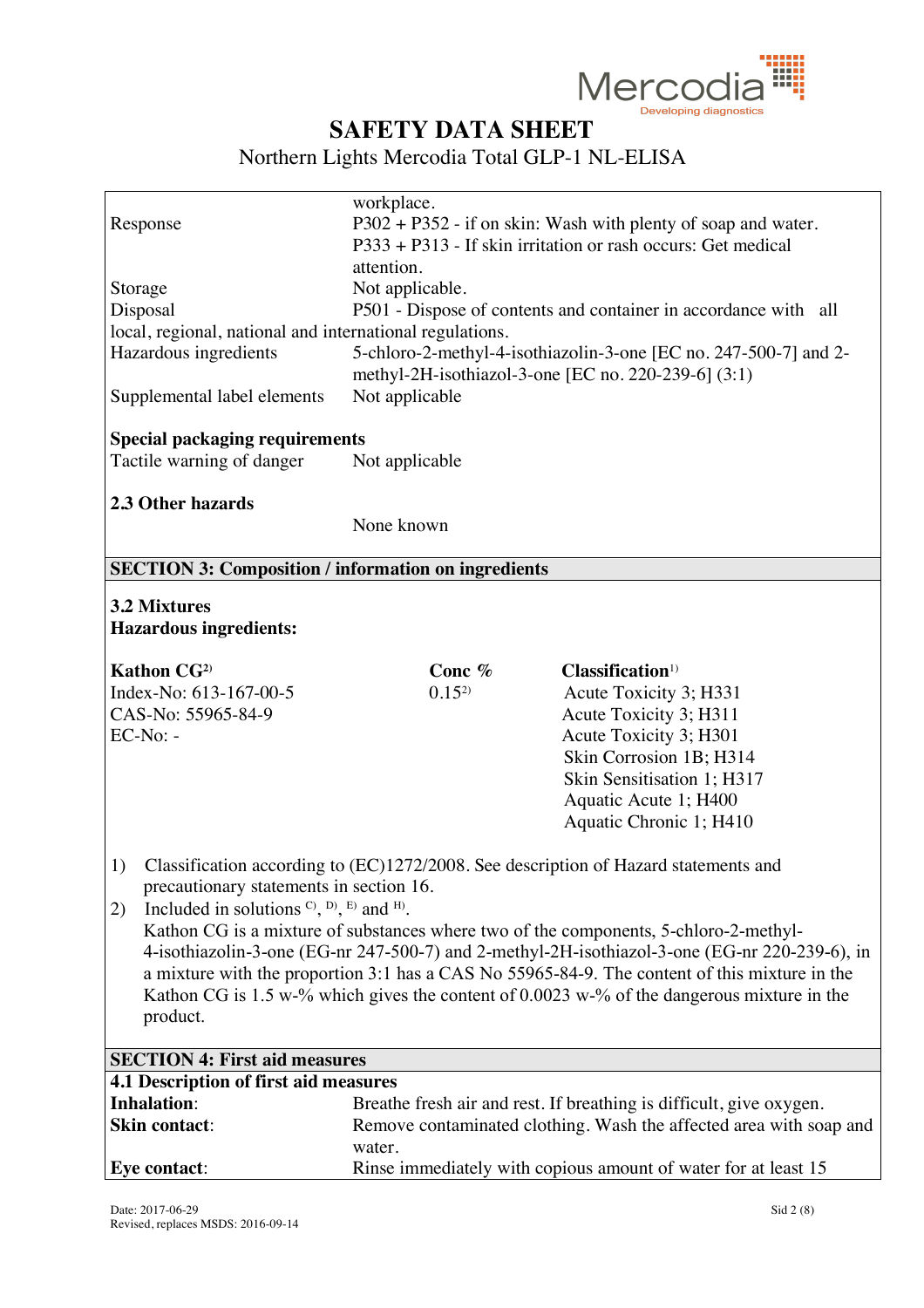workplace.

| | |
|---|---|
| Response | P302 + P352 - if on skin: Wash with plenty of soap and water. P333 + P313 - If skin irritation or rash occurs: Get medical attention. |
| Storage | Not applicable. |
| Disposal | P501 - Dispose of contents and container in accordance with all local, regional, national and international regulations. |
| Hazardous ingredients | 5-chloro-2-methyl-4-isothiazolin-3-one [EC no. 247-500-7] and 2-methyl-2H-isothiazol-3-one [EC no. 220-239-6] (3:1) |
| Supplemental label elements | Not applicable |

**Special packaging requirements**

| | |
|---|---|
| Tactile warning of danger | Not applicable |

**2.3 Other hazards**

None known

## SECTION 3: Composition / information on ingredients

**3.2 Mixtures**
**Hazardous ingredients:**

| **Kathon CG**[2] | **Conc %** | **Classification**[1] |
|---|---|---|
| Index-No: 613-167-00-5<br>CAS-No: 55965-84-9<br>EC-No: - | 0.15[2] | Acute Toxicity 3; H331<br>Acute Toxicity 3; H311<br>Acute Toxicity 3; H301<br>Skin Corrosion 1B; H314<br>Skin Sensitisation 1; H317<br>Aquatic Acute 1; H400<br>Aquatic Chronic 1; H410 |

1) Classification according to (EC)1272/2008. See description of Hazard statements and precautionary statements in section 16.
2) Included in solutions [C)], [D)], [E)] and [H)].
   Kathon CG is a mixture of substances where two of the components, 5-chloro-2-methyl-4-isothiazolin-3-one (EG-nr 247-500-7) and 2-methyl-2H-isothiazol-3-one (EG-nr 220-239-6), in a mixture with the proportion 3:1 has a CAS No 55965-84-9. The content of this mixture in the Kathon CG is 1.5 w-% which gives the content of 0.0023 w-% of the dangerous mixture in the product.

## SECTION 4: First aid measures

**4.1 Description of first aid measures**

| | |
|---|---|
| **Inhalation**: | Breathe fresh air and rest. If breathing is difficult, give oxygen. |
| **Skin contact**: | Remove contaminated clothing. Wash the affected area with soap and water. |
| **Eye contact**: | Rinse immediately with copious amount of water for at least 15 |

Date: 2017-06-29
Revised, replaces MSDS: 2016-09-14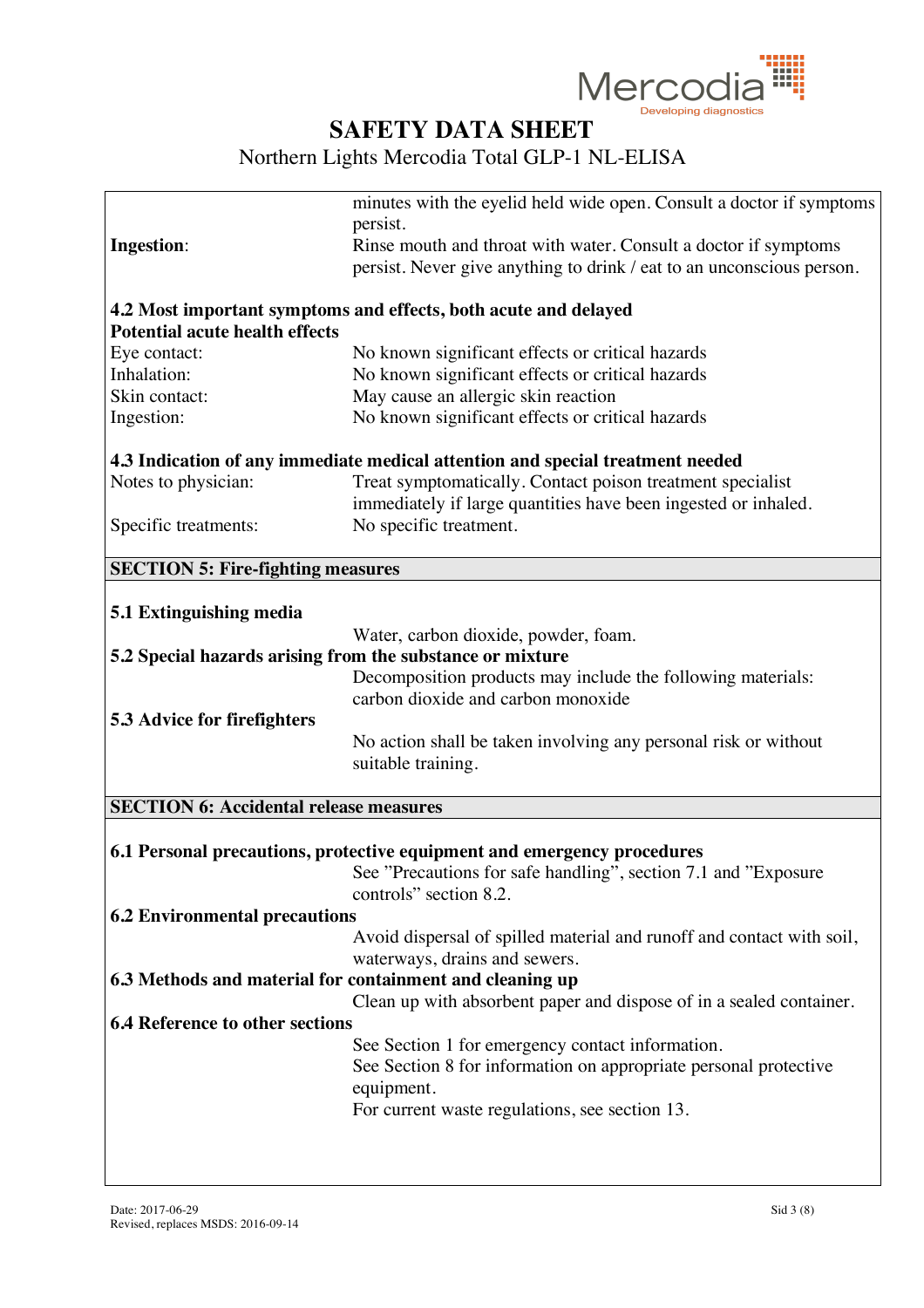| | |
|---|---|
| | minutes with the eyelid held wide open. Consult a doctor if symptoms persist. |
| **Ingestion**: | Rinse mouth and throat with water. Consult a doctor if symptoms persist. Never give anything to drink / eat to an unconscious person. |

### 4.2 Most important symptoms and effects, both acute and delayed

**Potential acute health effects**

| | |
|---|---|
| Eye contact: | No known significant effects or critical hazards |
| Inhalation: | No known significant effects or critical hazards |
| Skin contact: | May cause an allergic skin reaction |
| Ingestion: | No known significant effects or critical hazards |

### 4.3 Indication of any immediate medical attention and special treatment needed

| | |
|---|---|
| Notes to physician: | Treat symptomatically. Contact poison treatment specialist immediately if large quantities have been ingested or inhaled. |
| Specific treatments: | No specific treatment. |

## SECTION 5: Fire-fighting measures

### 5.1 Extinguishing media

Water, carbon dioxide, powder, foam.

### 5.2 Special hazards arising from the substance or mixture

Decomposition products may include the following materials: carbon dioxide and carbon monoxide

### 5.3 Advice for firefighters

No action shall be taken involving any personal risk or without suitable training.

## SECTION 6: Accidental release measures

### 6.1 Personal precautions, protective equipment and emergency procedures

See ”Precautions for safe handling”, section 7.1 and ”Exposure controls” section 8.2.

### 6.2 Environmental precautions

Avoid dispersal of spilled material and runoff and contact with soil, waterways, drains and sewers.

### 6.3 Methods and material for containment and cleaning up

Clean up with absorbent paper and dispose of in a sealed container.

### 6.4 Reference to other sections

See Section 1 for emergency contact information.
See Section 8 for information on appropriate personal protective equipment.
For current waste regulations, see section 13.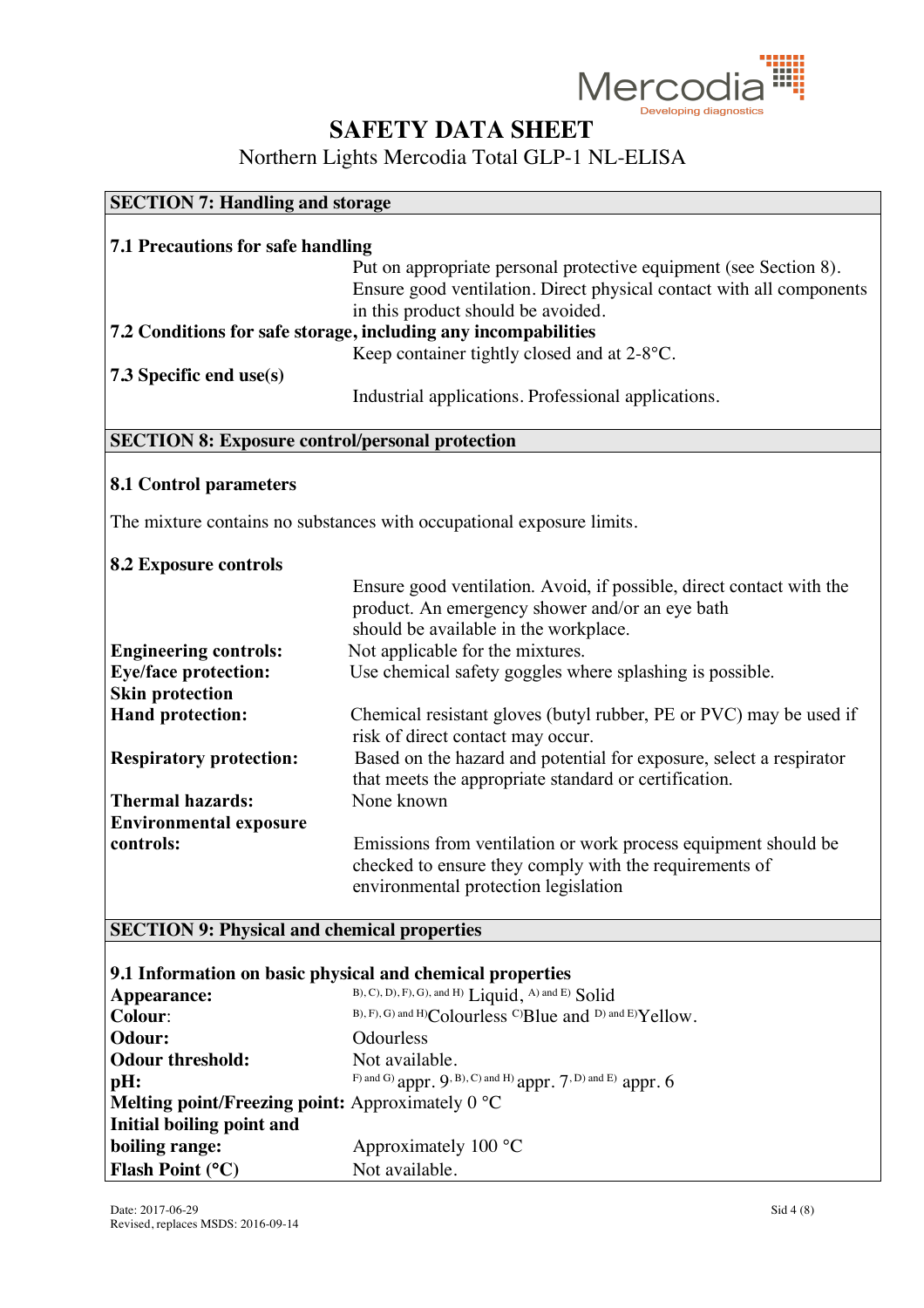# SAFETY DATA SHEET

Northern Lights Mercodia Total GLP-1 NL-ELISA

## SECTION 7: Handling and storage

**7.1 Precautions for safe handling**

Put on appropriate personal protective equipment (see Section 8). Ensure good ventilation. Direct physical contact with all components in this product should be avoided.

**7.2 Conditions for safe storage, including any incompatibilities**

Keep container tightly closed and at 2-8°C.

**7.3 Specific end use(s)**

Industrial applications. Professional applications.

## SECTION 8: Exposure control/personal protection

**8.1 Control parameters**

The mixture contains no substances with occupational exposure limits.

**8.2 Exposure controls**

Ensure good ventilation. Avoid, if possible, direct contact with the product. An emergency shower and/or an eye bath should be available in the workplace.

**Engineering controls:** Not applicable for the mixtures.

**Eye/face protection:** Use chemical safety goggles where splashing is possible.

**Skin protection**

**Hand protection:** Chemical resistant gloves (butyl rubber, PE or PVC) may be used if risk of direct contact may occur.

**Respiratory protection:** Based on the hazard and potential for exposure, select a respirator that meets the appropriate standard or certification.

**Thermal hazards:** None known

**Environmental exposure controls:** Emissions from ventilation or work process equipment should be checked to ensure they comply with the requirements of environmental protection legislation

## SECTION 9: Physical and chemical properties

**9.1 Information on basic physical and chemical properties**

**Appearance:** B), C), D), F), G), and H) Liquid, A) and E) Solid

**Colour:** B), F), G) and H) Colourless C) Blue and D) and E) Yellow.

**Odour:** Odourless

**Odour threshold:** Not available.

**pH:** F) and G) appr. 9. B), C) and H) appr. 7. D) and E) appr. 6

**Melting point/Freezing point:** Approximately 0 °C

**Initial boiling point and boiling range:** Approximately 100 °C

**Flash Point (°C)** Not available.

Date: 2017-06-29
Revised, replaces MSDS: 2016-09-14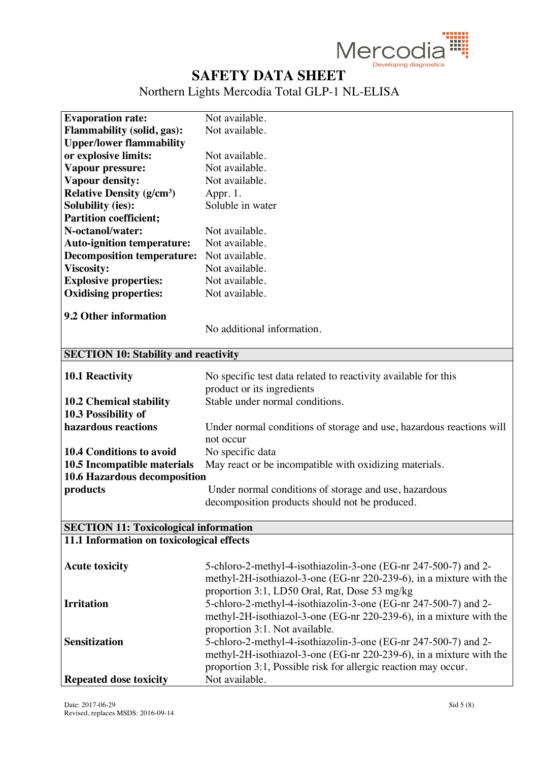| | |
|---|---|
| **Evaporation rate:** | Not available. |
| **Flammability (solid, gas):** | Not available. |
| **Upper/lower flammability or explosive limits:** | Not available. |
| **Vapour pressure:** | Not available. |
| **Vapour density:** | Not available. |
| **Relative Density (g/cm³)** | Appr. 1. |
| **Solubility (ies):** | Soluble in water |
| **Partition coefficient; N-octanol/water:** | Not available. |
| **Auto-ignition temperature:** | Not available. |
| **Decomposition temperature:** | Not available. |
| **Viscosity:** | Not available. |
| **Explosive properties:** | Not available. |
| **Oxidising properties:** | Not available. |

**9.2 Other information**

No additional information.

## SECTION 10: Stability and reactivity

| | |
|---|---|
| **10.1 Reactivity** | No specific test data related to reactivity available for this product or its ingredients |
| **10.2 Chemical stability** | Stable under normal conditions. |
| **10.3 Possibility of hazardous reactions** | Under normal conditions of storage and use, hazardous reactions will not occur |
| **10.4 Conditions to avoid** | No specific data |
| **10.5 Incompatible materials** | May react or be incompatible with oxidizing materials. |
| **10.6 Hazardous decomposition products** | Under normal conditions of storage and use, hazardous decomposition products should not be produced. |

## SECTION 11: Toxicological information

### 11.1 Information on toxicological effects

| | |
|---|---|
| **Acute toxicity** | 5-chloro-2-methyl-4-isothiazolin-3-one (EG-nr 247-500-7) and 2-methyl-2H-isothiazol-3-one (EG-nr 220-239-6), in a mixture with the proportion 3:1, LD50 Oral, Rat, Dose 53 mg/kg |
| **Irritation** | 5-chloro-2-methyl-4-isothiazolin-3-one (EG-nr 247-500-7) and 2-methyl-2H-isothiazol-3-one (EG-nr 220-239-6), in a mixture with the proportion 3:1. Not available. |
| **Sensitization** | 5-chloro-2-methyl-4-isothiazolin-3-one (EG-nr 247-500-7) and 2-methyl-2H-isothiazol-3-one (EG-nr 220-239-6), in a mixture with the proportion 3:1, Possible risk for allergic reaction may occur. |
| **Repeated dose toxicity** | Not available. |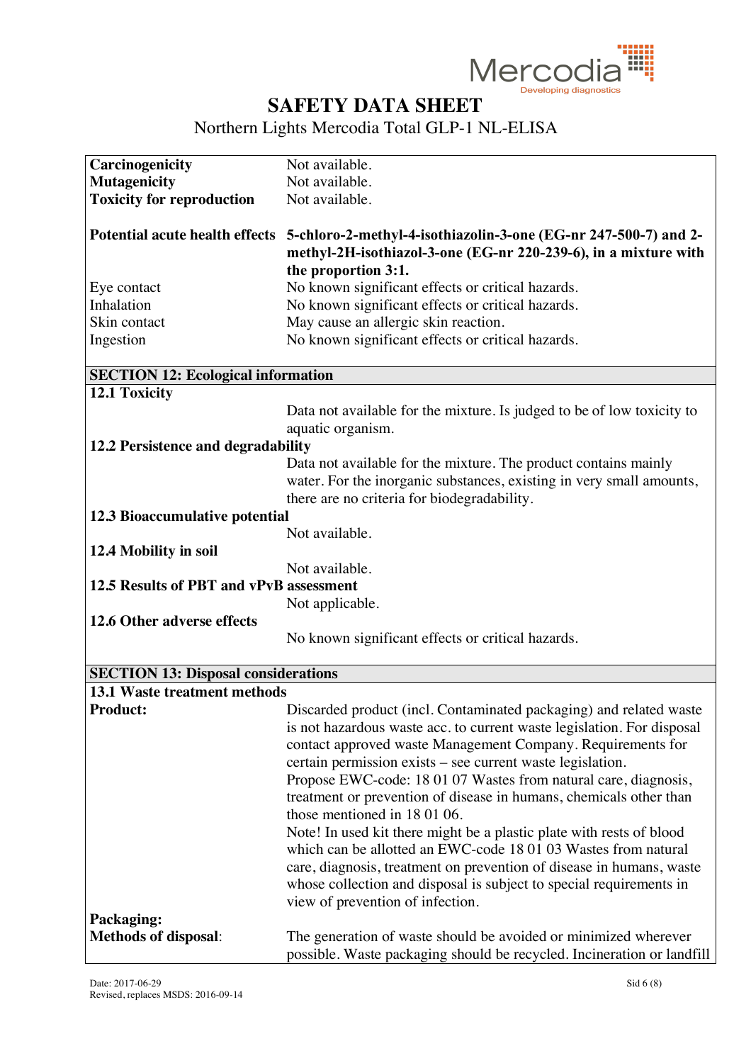| | |
|---|---|
| **Carcinogenicity** | Not available. |
| **Mutagenicity** | Not available. |
| **Toxicity for reproduction** | Not available. |
| **Potential acute health effects** | **5-chloro-2-methyl-4-isothiazolin-3-one (EG-nr 247-500-7) and 2-methyl-2H-isothiazol-3-one (EG-nr 220-239-6), in a mixture with the proportion 3:1.** |
| Eye contact | No known significant effects or critical hazards. |
| Inhalation | No known significant effects or critical hazards. |
| Skin contact | May cause an allergic skin reaction. |
| Ingestion | No known significant effects or critical hazards. |

## SECTION 12: Ecological information

**12.1 Toxicity**

Data not available for the mixture. Is judged to be of low toxicity to aquatic organism.

**12.2 Persistence and degradability**

Data not available for the mixture. The product contains mainly water. For the inorganic substances, existing in very small amounts, there are no criteria for biodegradability.

**12.3 Bioaccumulative potential**

Not available.

**12.4 Mobility in soil**

Not available.

**12.5 Results of PBT and vPvB assessment**

Not applicable.

**12.6 Other adverse effects**

No known significant effects or critical hazards.

## SECTION 13: Disposal considerations

**13.1 Waste treatment methods**

| | |
|---|---|
| **Product:** | Discarded product (incl. Contaminated packaging) and related waste is not hazardous waste acc. to current waste legislation. For disposal contact approved waste Management Company. Requirements for certain permission exists – see current waste legislation. Propose EWC-code: 18 01 07 Wastes from natural care, diagnosis, treatment or prevention of disease in humans, chemicals other than those mentioned in 18 01 06. Note! In used kit there might be a plastic plate with rests of blood which can be allotted an EWC-code 18 01 03 Wastes from natural care, diagnosis, treatment on prevention of disease in humans, waste whose collection and disposal is subject to special requirements in view of prevention of infection. |
| **Packaging:** | |
| **Methods of disposal**: | The generation of waste should be avoided or minimized wherever possible. Waste packaging should be recycled. Incineration or landfill |

Date: 2017-06-29
Revised, replaces MSDS: 2016-09-14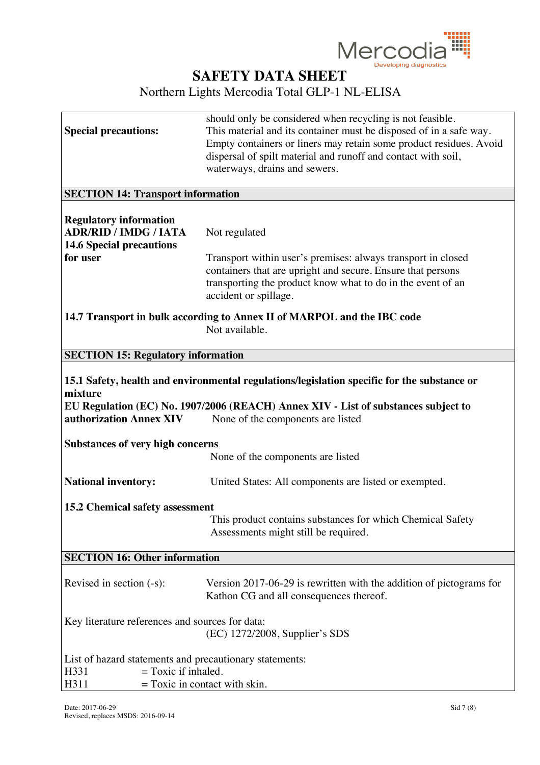**Special precautions:** should only be considered when recycling is not feasible. This material and its container must be disposed of in a safe way. Empty containers or liners may retain some product residues. Avoid dispersal of spilt material and runoff and contact with soil, waterways, drains and sewers.

## SECTION 14: Transport information

**Regulatory information**
**ADR/RID / IMDG / IATA** Not regulated

**14.6 Special precautions for user** Transport within user's premises: always transport in closed containers that are upright and secure. Ensure that persons transporting the product know what to do in the event of an accident or spillage.

**14.7 Transport in bulk according to Annex II of MARPOL and the IBC code**
Not available.

## SECTION 15: Regulatory information

**15.1 Safety, health and environmental regulations/legislation specific for the substance or mixture**

**EU Regulation (EC) No. 1907/2006 (REACH) Annex XIV - List of substances subject to authorization Annex XIV** None of the components are listed

**Substances of very high concerns**
None of the components are listed

**National inventory:** United States: All components are listed or exempted.

**15.2 Chemical safety assessment**
This product contains substances for which Chemical Safety Assessments might still be required.

## SECTION 16: Other information

Revised in section (-s): Version 2017-06-29 is rewritten with the addition of pictograms for Kathon CG and all consequences thereof.

Key literature references and sources for data:
(EC) 1272/2008, Supplier's SDS

List of hazard statements and precautionary statements:
H331 = Toxic if inhaled.
H311 = Toxic in contact with skin.

Date: 2017-06-29
Revised, replaces MSDS: 2016-09-14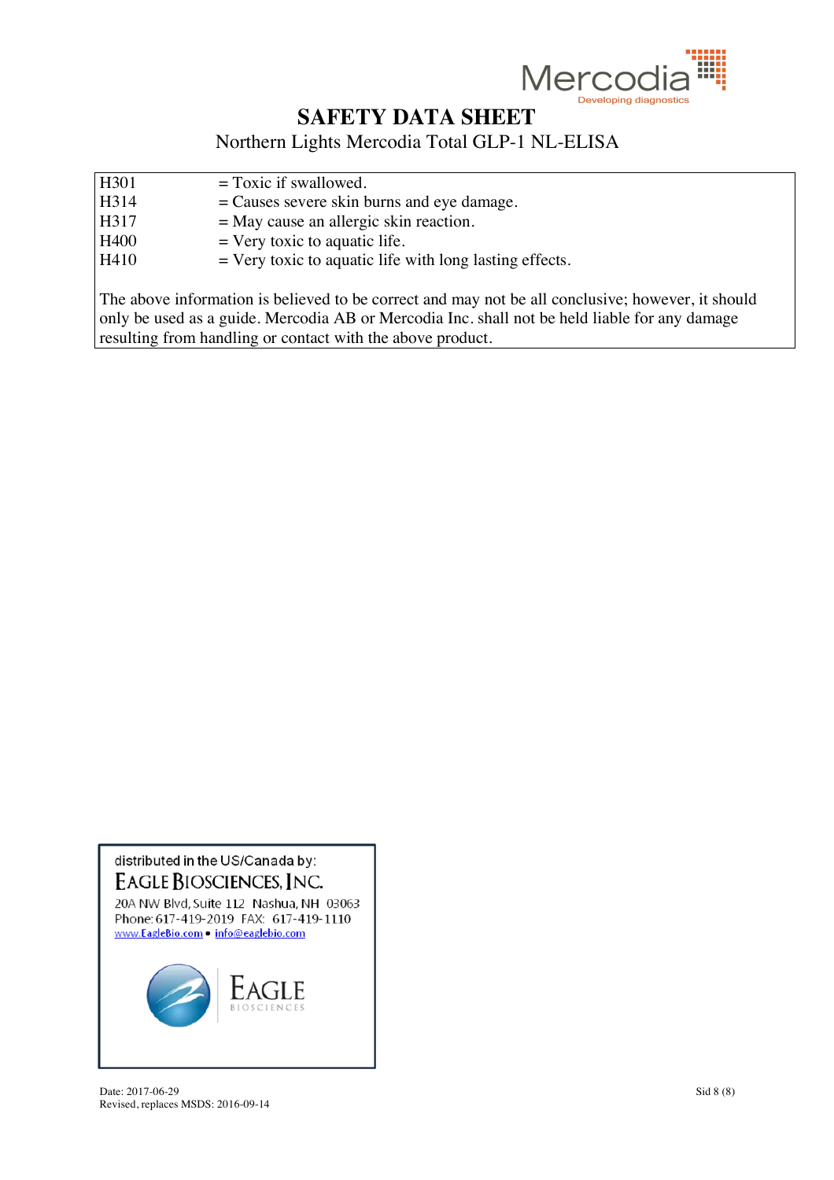Mercodia
Developing diagnostics

# SAFETY DATA SHEET

Northern Lights Mercodia Total GLP-1 NL-ELISA

| | |
|---|---|
| H301 | = Toxic if swallowed. |
| H314 | = Causes severe skin burns and eye damage. |
| H317 | = May cause an allergic skin reaction. |
| H400 | = Very toxic to aquatic life. |
| H410 | = Very toxic to aquatic life with long lasting effects. |

The above information is believed to be correct and may not be all conclusive; however, it should only be used as a guide. Mercodia AB or Mercodia Inc. shall not be held liable for any damage resulting from handling or contact with the above product.

distributed in the US/Canada by:

EAGLE BIOSCIENCES, INC.

20A NW Blvd, Suite 112 Nashua, NH 03063

Phone: 617-419-2019 FAX: 617-419-1110

www.EagleBio.com • info@eaglebio.com

EAGLE BIOSCIENCES

Date: 2017-06-29

Revised, replaces MSDS: 2016-09-14